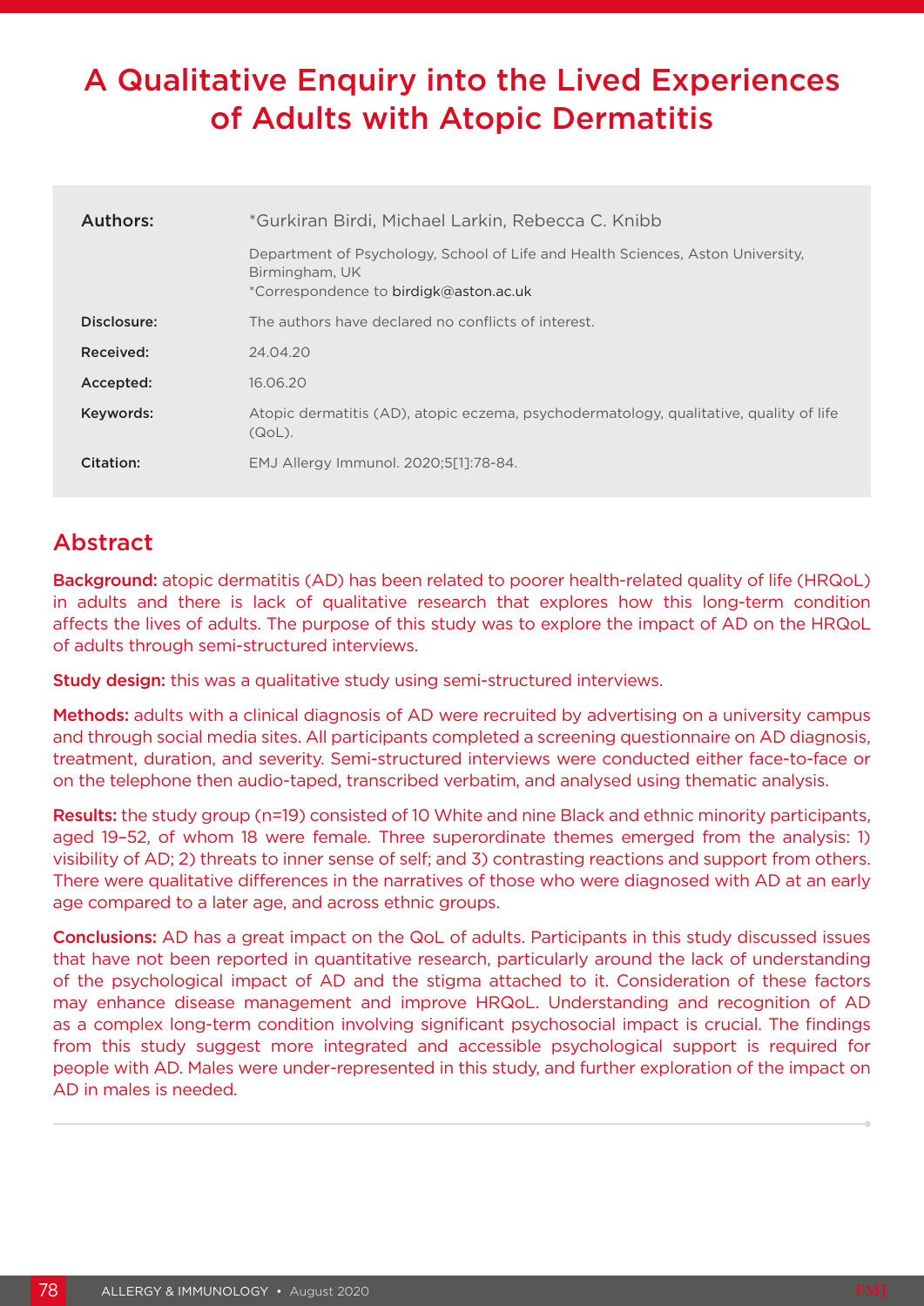# A Qualitative Enquiry into the Lived Experiences of Adults with Atopic Dermatitis

| | |
|---|---|
| **Authors:** | *Gurkiran Birdi, Michael Larkin, Rebecca C. Knibb<br>Department of Psychology, School of Life and Health Sciences, Aston University, Birmingham, UK<br>*Correspondence to birdigk@aston.ac.uk |
| **Disclosure:** | The authors have declared no conflicts of interest. |
| **Received:** | 24.04.20 |
| **Accepted:** | 16.06.20 |
| **Keywords:** | Atopic dermatitis (AD), atopic eczema, psychodermatology, qualitative, quality of life (QoL). |
| **Citation:** | EMJ Allergy Immunol. 2020;5[1]:78-84. |

## Abstract

**Background:** atopic dermatitis (AD) has been related to poorer health-related quality of life (HRQoL) in adults and there is lack of qualitative research that explores how this long-term condition affects the lives of adults. The purpose of this study was to explore the impact of AD on the HRQoL of adults through semi-structured interviews.

**Study design:** this was a qualitative study using semi-structured interviews.

**Methods:** adults with a clinical diagnosis of AD were recruited by advertising on a university campus and through social media sites. All participants completed a screening questionnaire on AD diagnosis, treatment, duration, and severity. Semi-structured interviews were conducted either face-to-face or on the telephone then audio-taped, transcribed verbatim, and analysed using thematic analysis.

**Results:** the study group (n=19) consisted of 10 White and nine Black and ethnic minority participants, aged 19–52, of whom 18 were female. Three superordinate themes emerged from the analysis: 1) visibility of AD; 2) threats to inner sense of self; and 3) contrasting reactions and support from others. There were qualitative differences in the narratives of those who were diagnosed with AD at an early age compared to a later age, and across ethnic groups.

**Conclusions:** AD has a great impact on the QoL of adults. Participants in this study discussed issues that have not been reported in quantitative research, particularly around the lack of understanding of the psychological impact of AD and the stigma attached to it. Consideration of these factors may enhance disease management and improve HRQoL. Understanding and recognition of AD as a complex long-term condition involving significant psychosocial impact is crucial. The findings from this study suggest more integrated and accessible psychological support is required for people with AD. Males were under-represented in this study, and further exploration of the impact on AD in males is needed.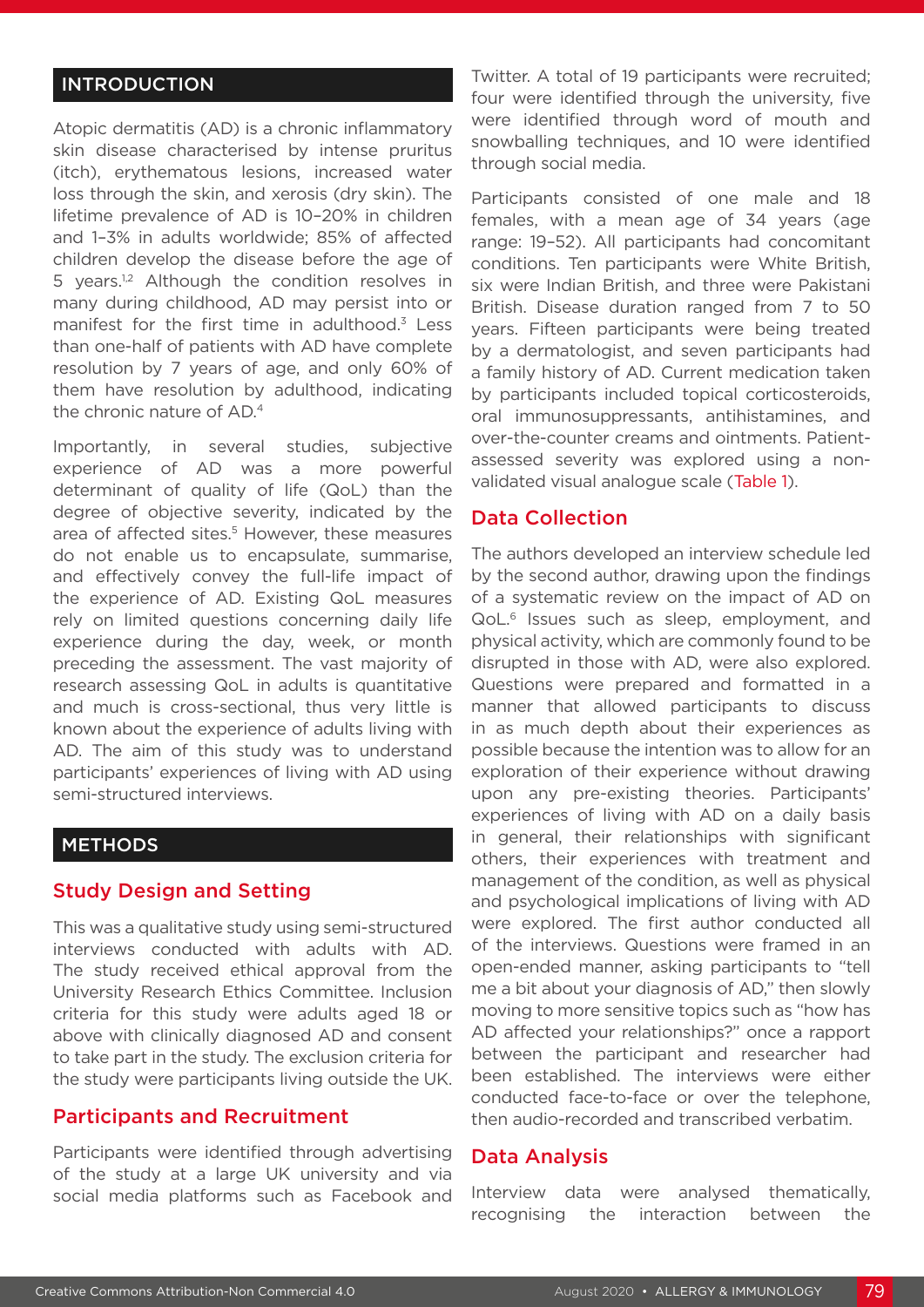## INTRODUCTION

Atopic dermatitis (AD) is a chronic inflammatory skin disease characterised by intense pruritus (itch), erythematous lesions, increased water loss through the skin, and xerosis (dry skin). The lifetime prevalence of AD is 10–20% in children and 1–3% in adults worldwide; 85% of affected children develop the disease before the age of 5 years.[1,2] Although the condition resolves in many during childhood, AD may persist into or manifest for the first time in adulthood.[3] Less than one-half of patients with AD have complete resolution by 7 years of age, and only 60% of them have resolution by adulthood, indicating the chronic nature of AD.[4]

Importantly, in several studies, subjective experience of AD was a more powerful determinant of quality of life (QoL) than the degree of objective severity, indicated by the area of affected sites.[5] However, these measures do not enable us to encapsulate, summarise, and effectively convey the full-life impact of the experience of AD. Existing QoL measures rely on limited questions concerning daily life experience during the day, week, or month preceding the assessment. The vast majority of research assessing QoL in adults is quantitative and much is cross-sectional, thus very little is known about the experience of adults living with AD. The aim of this study was to understand participants' experiences of living with AD using semi-structured interviews.

## METHODS

### Study Design and Setting

This was a qualitative study using semi-structured interviews conducted with adults with AD. The study received ethical approval from the University Research Ethics Committee. Inclusion criteria for this study were adults aged 18 or above with clinically diagnosed AD and consent to take part in the study. The exclusion criteria for the study were participants living outside the UK.

### Participants and Recruitment

Participants were identified through advertising of the study at a large UK university and via social media platforms such as Facebook and Twitter. A total of 19 participants were recruited; four were identified through the university, five were identified through word of mouth and snowballing techniques, and 10 were identified through social media.

Participants consisted of one male and 18 females, with a mean age of 34 years (age range: 19–52). All participants had concomitant conditions. Ten participants were White British, six were Indian British, and three were Pakistani British. Disease duration ranged from 7 to 50 years. Fifteen participants were being treated by a dermatologist, and seven participants had a family history of AD. Current medication taken by participants included topical corticosteroids, oral immunosuppressants, antihistamines, and over-the-counter creams and ointments. Patient-assessed severity was explored using a non-validated visual analogue scale (Table 1).

### Data Collection

The authors developed an interview schedule led by the second author, drawing upon the findings of a systematic review on the impact of AD on QoL.[6] Issues such as sleep, employment, and physical activity, which are commonly found to be disrupted in those with AD, were also explored. Questions were prepared and formatted in a manner that allowed participants to discuss in as much depth about their experiences as possible because the intention was to allow for an exploration of their experience without drawing upon any pre-existing theories. Participants' experiences of living with AD on a daily basis in general, their relationships with significant others, their experiences with treatment and management of the condition, as well as physical and psychological implications of living with AD were explored. The first author conducted all of the interviews. Questions were framed in an open-ended manner, asking participants to "tell me a bit about your diagnosis of AD," then slowly moving to more sensitive topics such as "how has AD affected your relationships?" once a rapport between the participant and researcher had been established. The interviews were either conducted face-to-face or over the telephone, then audio-recorded and transcribed verbatim.

### Data Analysis

Interview data were analysed thematically, recognising the interaction between the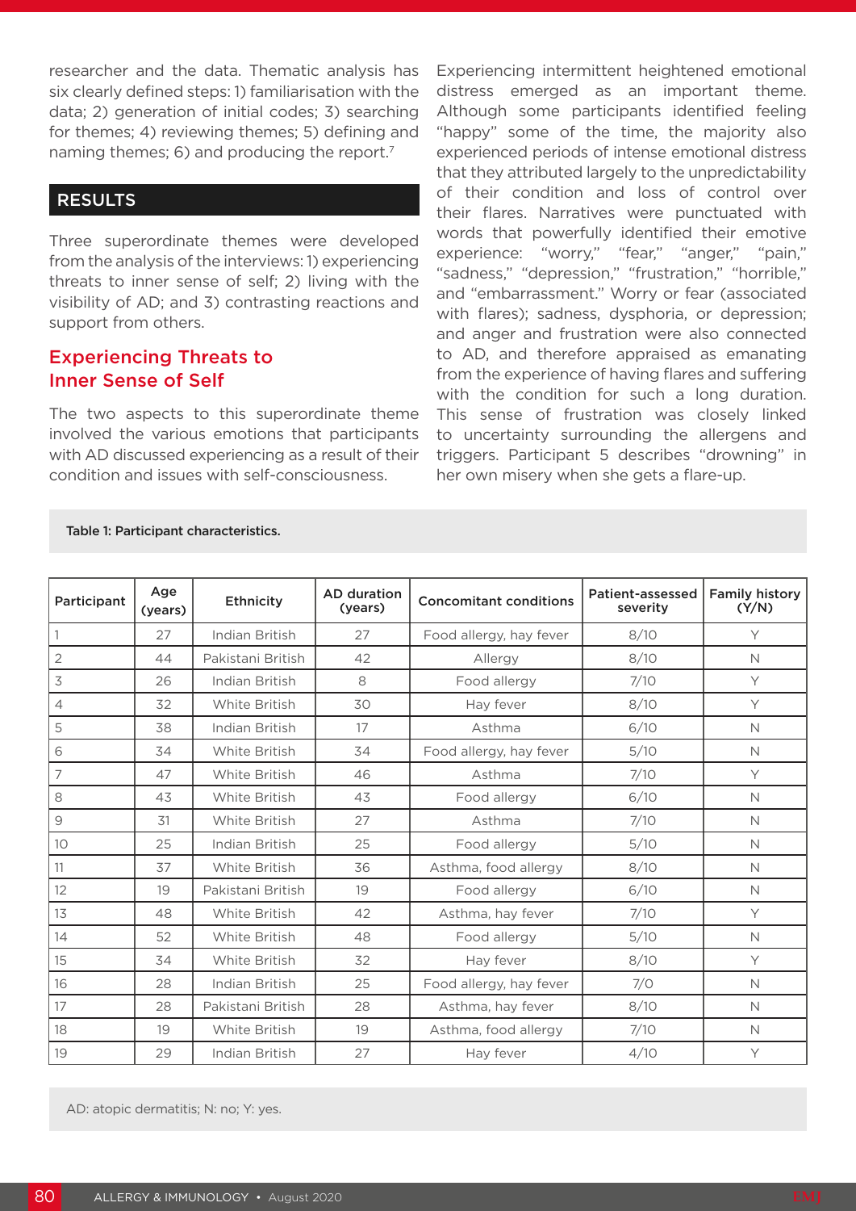researcher and the data. Thematic analysis has six clearly defined steps: 1) familiarisation with the data; 2) generation of initial codes; 3) searching for themes; 4) reviewing themes; 5) defining and naming themes; 6) and producing the report.[7]

## RESULTS

Three superordinate themes were developed from the analysis of the interviews: 1) experiencing threats to inner sense of self; 2) living with the visibility of AD; and 3) contrasting reactions and support from others.

### Experiencing Threats to Inner Sense of Self

The two aspects to this superordinate theme involved the various emotions that participants with AD discussed experiencing as a result of their condition and issues with self-consciousness.

Experiencing intermittent heightened emotional distress emerged as an important theme. Although some participants identified feeling "happy" some of the time, the majority also experienced periods of intense emotional distress that they attributed largely to the unpredictability of their condition and loss of control over their flares. Narratives were punctuated with words that powerfully identified their emotive experience: "worry," "fear," "anger," "pain," "sadness," "depression," "frustration," "horrible," and "embarrassment." Worry or fear (associated with flares); sadness, dysphoria, or depression; and anger and frustration were also connected to AD, and therefore appraised as emanating from the experience of having flares and suffering with the condition for such a long duration. This sense of frustration was closely linked to uncertainty surrounding the allergens and triggers. Participant 5 describes "drowning" in her own misery when she gets a flare-up.

Table 1: Participant characteristics.

| Participant | Age (years) | Ethnicity | AD duration (years) | Concomitant conditions | Patient-assessed severity | Family history (Y/N) |
|---|---|---|---|---|---|---|
| 1 | 27 | Indian British | 27 | Food allergy, hay fever | 8/10 | Y |
| 2 | 44 | Pakistani British | 42 | Allergy | 8/10 | N |
| 3 | 26 | Indian British | 8 | Food allergy | 7/10 | Y |
| 4 | 32 | White British | 30 | Hay fever | 8/10 | Y |
| 5 | 38 | Indian British | 17 | Asthma | 6/10 | N |
| 6 | 34 | White British | 34 | Food allergy, hay fever | 5/10 | N |
| 7 | 47 | White British | 46 | Asthma | 7/10 | Y |
| 8 | 43 | White British | 43 | Food allergy | 6/10 | N |
| 9 | 31 | White British | 27 | Asthma | 7/10 | N |
| 10 | 25 | Indian British | 25 | Food allergy | 5/10 | N |
| 11 | 37 | White British | 36 | Asthma, food allergy | 8/10 | N |
| 12 | 19 | Pakistani British | 19 | Food allergy | 6/10 | N |
| 13 | 48 | White British | 42 | Asthma, hay fever | 7/10 | Y |
| 14 | 52 | White British | 48 | Food allergy | 5/10 | N |
| 15 | 34 | White British | 32 | Hay fever | 8/10 | Y |
| 16 | 28 | Indian British | 25 | Food allergy, hay fever | 7/0 | N |
| 17 | 28 | Pakistani British | 28 | Asthma, hay fever | 8/10 | N |
| 18 | 19 | White British | 19 | Asthma, food allergy | 7/10 | N |
| 19 | 29 | Indian British | 27 | Hay fever | 4/10 | Y |

AD: atopic dermatitis; N: no; Y: yes.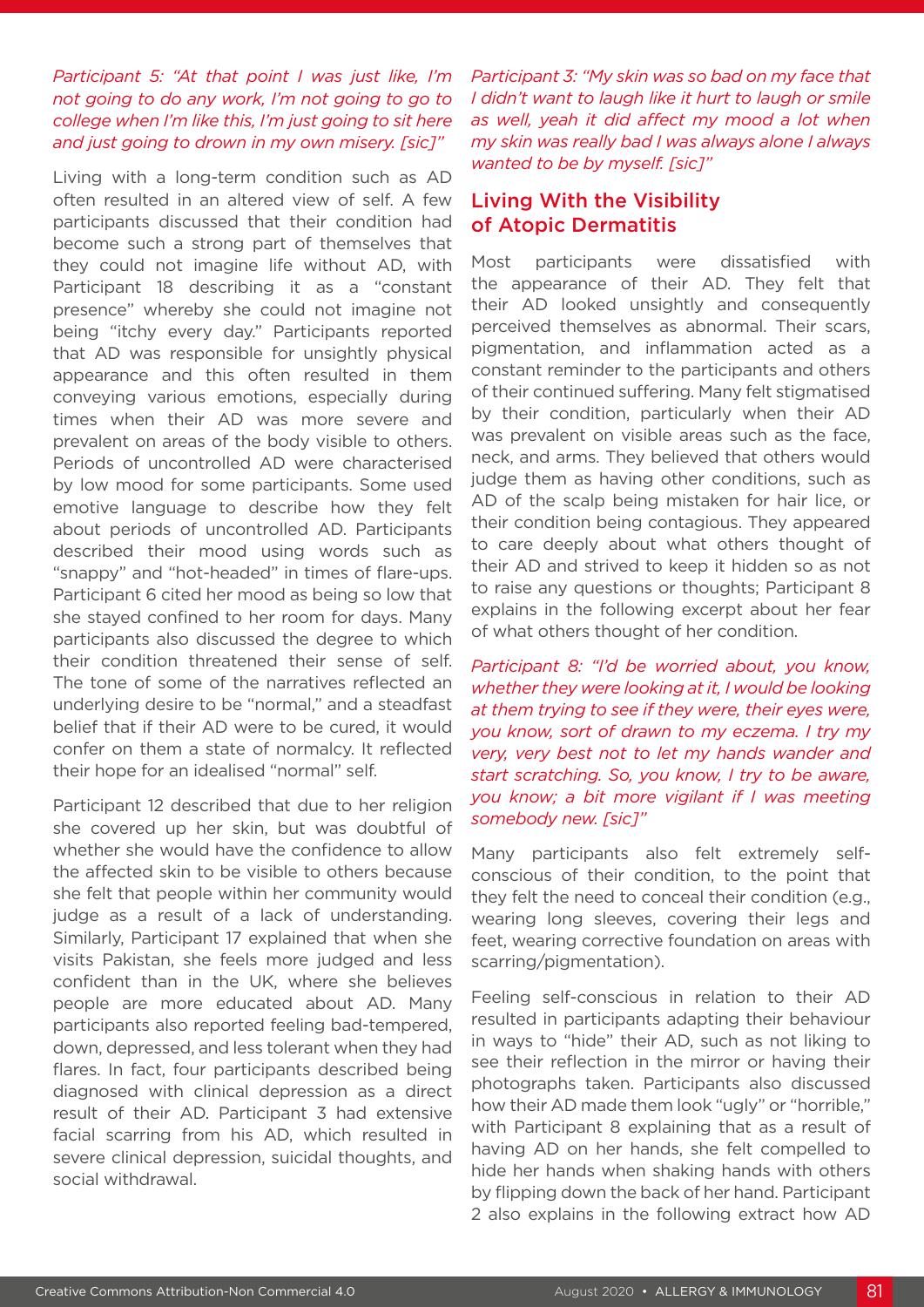*Participant 5: "At that point I was just like, I'm not going to do any work, I'm not going to go to college when I'm like this, I'm just going to sit here and just going to drown in my own misery. [sic]"*

Living with a long-term condition such as AD often resulted in an altered view of self. A few participants discussed that their condition had become such a strong part of themselves that they could not imagine life without AD, with Participant 18 describing it as a "constant presence" whereby she could not imagine not being "itchy every day." Participants reported that AD was responsible for unsightly physical appearance and this often resulted in them conveying various emotions, especially during times when their AD was more severe and prevalent on areas of the body visible to others. Periods of uncontrolled AD were characterised by low mood for some participants. Some used emotive language to describe how they felt about periods of uncontrolled AD. Participants described their mood using words such as "snappy" and "hot-headed" in times of flare-ups. Participant 6 cited her mood as being so low that she stayed confined to her room for days. Many participants also discussed the degree to which their condition threatened their sense of self. The tone of some of the narratives reflected an underlying desire to be "normal," and a steadfast belief that if their AD were to be cured, it would confer on them a state of normalcy. It reflected their hope for an idealised "normal" self.

Participant 12 described that due to her religion she covered up her skin, but was doubtful of whether she would have the confidence to allow the affected skin to be visible to others because she felt that people within her community would judge as a result of a lack of understanding. Similarly, Participant 17 explained that when she visits Pakistan, she feels more judged and less confident than in the UK, where she believes people are more educated about AD. Many participants also reported feeling bad-tempered, down, depressed, and less tolerant when they had flares. In fact, four participants described being diagnosed with clinical depression as a direct result of their AD. Participant 3 had extensive facial scarring from his AD, which resulted in severe clinical depression, suicidal thoughts, and social withdrawal.

*Participant 3: "My skin was so bad on my face that I didn't want to laugh like it hurt to laugh or smile as well, yeah it did affect my mood a lot when my skin was really bad I was always alone I always wanted to be by myself. [sic]"*

## Living With the Visibility of Atopic Dermatitis

Most participants were dissatisfied with the appearance of their AD. They felt that their AD looked unsightly and consequently perceived themselves as abnormal. Their scars, pigmentation, and inflammation acted as a constant reminder to the participants and others of their continued suffering. Many felt stigmatised by their condition, particularly when their AD was prevalent on visible areas such as the face, neck, and arms. They believed that others would judge them as having other conditions, such as AD of the scalp being mistaken for hair lice, or their condition being contagious. They appeared to care deeply about what others thought of their AD and strived to keep it hidden so as not to raise any questions or thoughts; Participant 8 explains in the following excerpt about her fear of what others thought of her condition.

*Participant 8: "I'd be worried about, you know, whether they were looking at it, I would be looking at them trying to see if they were, their eyes were, you know, sort of drawn to my eczema. I try my very, very best not to let my hands wander and start scratching. So, you know, I try to be aware, you know; a bit more vigilant if I was meeting somebody new. [sic]"*

Many participants also felt extremely self-conscious of their condition, to the point that they felt the need to conceal their condition (e.g., wearing long sleeves, covering their legs and feet, wearing corrective foundation on areas with scarring/pigmentation).

Feeling self-conscious in relation to their AD resulted in participants adapting their behaviour in ways to "hide" their AD, such as not liking to see their reflection in the mirror or having their photographs taken. Participants also discussed how their AD made them look "ugly" or "horrible," with Participant 8 explaining that as a result of having AD on her hands, she felt compelled to hide her hands when shaking hands with others by flipping down the back of her hand. Participant 2 also explains in the following extract how AD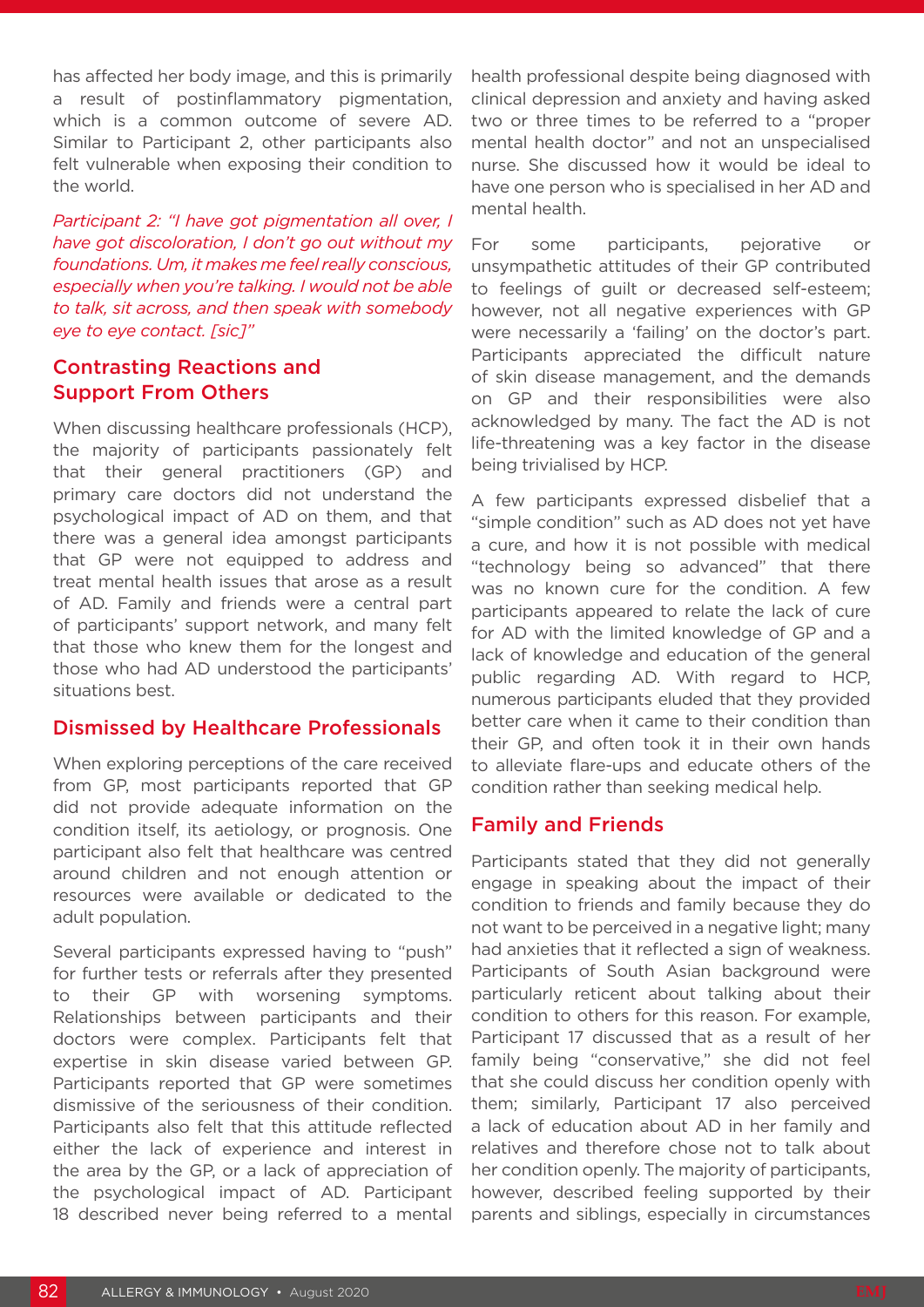has affected her body image, and this is primarily a result of postinflammatory pigmentation, which is a common outcome of severe AD. Similar to Participant 2, other participants also felt vulnerable when exposing their condition to the world.

*Participant 2: "I have got pigmentation all over, I have got discoloration, I don't go out without my foundations. Um, it makes me feel really conscious, especially when you're talking. I would not be able to talk, sit across, and then speak with somebody eye to eye contact. [sic]"*

## Contrasting Reactions and Support From Others

When discussing healthcare professionals (HCP), the majority of participants passionately felt that their general practitioners (GP) and primary care doctors did not understand the psychological impact of AD on them, and that there was a general idea amongst participants that GP were not equipped to address and treat mental health issues that arose as a result of AD. Family and friends were a central part of participants' support network, and many felt that those who knew them for the longest and those who had AD understood the participants' situations best.

### Dismissed by Healthcare Professionals

When exploring perceptions of the care received from GP, most participants reported that GP did not provide adequate information on the condition itself, its aetiology, or prognosis. One participant also felt that healthcare was centred around children and not enough attention or resources were available or dedicated to the adult population.

Several participants expressed having to "push" for further tests or referrals after they presented to their GP with worsening symptoms. Relationships between participants and their doctors were complex. Participants felt that expertise in skin disease varied between GP. Participants reported that GP were sometimes dismissive of the seriousness of their condition. Participants also felt that this attitude reflected either the lack of experience and interest in the area by the GP, or a lack of appreciation of the psychological impact of AD. Participant 18 described never being referred to a mental health professional despite being diagnosed with clinical depression and anxiety and having asked two or three times to be referred to a "proper mental health doctor" and not an unspecialised nurse. She discussed how it would be ideal to have one person who is specialised in her AD and mental health.

For some participants, pejorative or unsympathetic attitudes of their GP contributed to feelings of guilt or decreased self-esteem; however, not all negative experiences with GP were necessarily a 'failing' on the doctor's part. Participants appreciated the difficult nature of skin disease management, and the demands on GP and their responsibilities were also acknowledged by many. The fact the AD is not life-threatening was a key factor in the disease being trivialised by HCP.

A few participants expressed disbelief that a "simple condition" such as AD does not yet have a cure, and how it is not possible with medical "technology being so advanced" that there was no known cure for the condition. A few participants appeared to relate the lack of cure for AD with the limited knowledge of GP and a lack of knowledge and education of the general public regarding AD. With regard to HCP, numerous participants eluded that they provided better care when it came to their condition than their GP, and often took it in their own hands to alleviate flare-ups and educate others of the condition rather than seeking medical help.

### Family and Friends

Participants stated that they did not generally engage in speaking about the impact of their condition to friends and family because they do not want to be perceived in a negative light; many had anxieties that it reflected a sign of weakness. Participants of South Asian background were particularly reticent about talking about their condition to others for this reason. For example, Participant 17 discussed that as a result of her family being "conservative," she did not feel that she could discuss her condition openly with them; similarly, Participant 17 also perceived a lack of education about AD in her family and relatives and therefore chose not to talk about her condition openly. The majority of participants, however, described feeling supported by their parents and siblings, especially in circumstances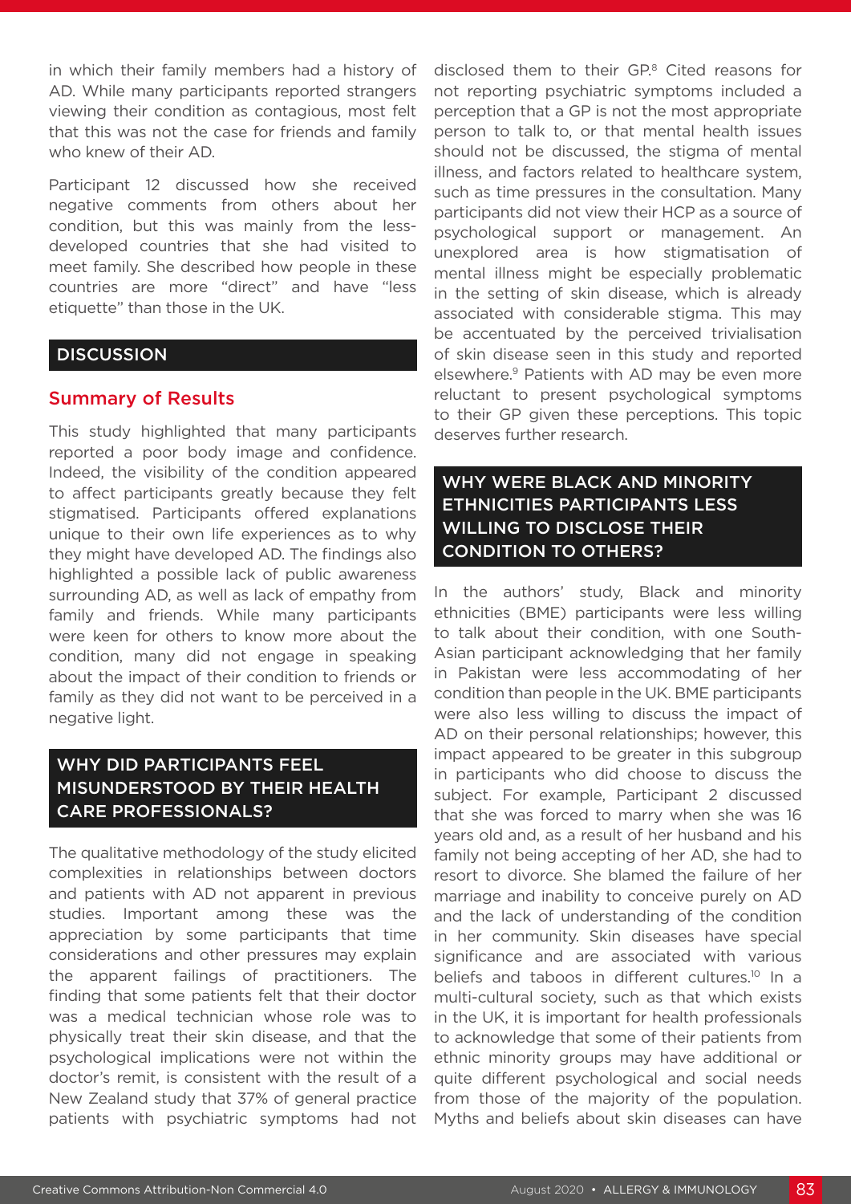in which their family members had a history of AD. While many participants reported strangers viewing their condition as contagious, most felt that this was not the case for friends and family who knew of their AD.

Participant 12 discussed how she received negative comments from others about her condition, but this was mainly from the less-developed countries that she had visited to meet family. She described how people in these countries are more "direct" and have "less etiquette" than those in the UK.

## DISCUSSION

### Summary of Results

This study highlighted that many participants reported a poor body image and confidence. Indeed, the visibility of the condition appeared to affect participants greatly because they felt stigmatised. Participants offered explanations unique to their own life experiences as to why they might have developed AD. The findings also highlighted a possible lack of public awareness surrounding AD, as well as lack of empathy from family and friends. While many participants were keen for others to know more about the condition, many did not engage in speaking about the impact of their condition to friends or family as they did not want to be perceived in a negative light.

## WHY DID PARTICIPANTS FEEL MISUNDERSTOOD BY THEIR HEALTH CARE PROFESSIONALS?

The qualitative methodology of the study elicited complexities in relationships between doctors and patients with AD not apparent in previous studies. Important among these was the appreciation by some participants that time considerations and other pressures may explain the apparent failings of practitioners. The finding that some patients felt that their doctor was a medical technician whose role was to physically treat their skin disease, and that the psychological implications were not within the doctor's remit, is consistent with the result of a New Zealand study that 37% of general practice patients with psychiatric symptoms had not disclosed them to their GP.[8] Cited reasons for not reporting psychiatric symptoms included a perception that a GP is not the most appropriate person to talk to, or that mental health issues should not be discussed, the stigma of mental illness, and factors related to healthcare system, such as time pressures in the consultation. Many participants did not view their HCP as a source of psychological support or management. An unexplored area is how stigmatisation of mental illness might be especially problematic in the setting of skin disease, which is already associated with considerable stigma. This may be accentuated by the perceived trivialisation of skin disease seen in this study and reported elsewhere.[9] Patients with AD may be even more reluctant to present psychological symptoms to their GP given these perceptions. This topic deserves further research.

## WHY WERE BLACK AND MINORITY ETHNICITIES PARTICIPANTS LESS WILLING TO DISCLOSE THEIR CONDITION TO OTHERS?

In the authors' study, Black and minority ethnicities (BME) participants were less willing to talk about their condition, with one South-Asian participant acknowledging that her family in Pakistan were less accommodating of her condition than people in the UK. BME participants were also less willing to discuss the impact of AD on their personal relationships; however, this impact appeared to be greater in this subgroup in participants who did choose to discuss the subject. For example, Participant 2 discussed that she was forced to marry when she was 16 years old and, as a result of her husband and his family not being accepting of her AD, she had to resort to divorce. She blamed the failure of her marriage and inability to conceive purely on AD and the lack of understanding of the condition in her community. Skin diseases have special significance and are associated with various beliefs and taboos in different cultures.[10] In a multi-cultural society, such as that which exists in the UK, it is important for health professionals to acknowledge that some of their patients from ethnic minority groups may have additional or quite different psychological and social needs from those of the majority of the population. Myths and beliefs about skin diseases can have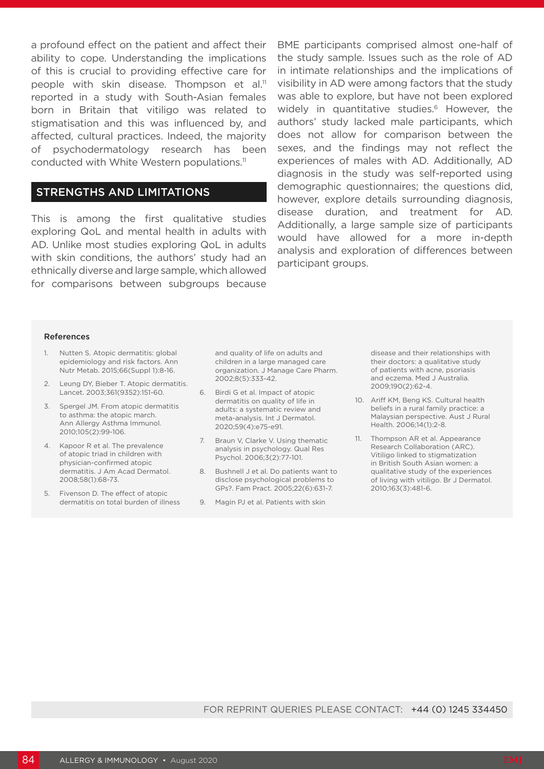a profound effect on the patient and affect their ability to cope. Understanding the implications of this is crucial to providing effective care for people with skin disease. Thompson et al.[11] reported in a study with South-Asian females born in Britain that vitiligo was related to stigmatisation and this was influenced by, and affected, cultural practices. Indeed, the majority of psychodermatology research has been conducted with White Western populations.[11]

## STRENGTHS AND LIMITATIONS

This is among the first qualitative studies exploring QoL and mental health in adults with AD. Unlike most studies exploring QoL in adults with skin conditions, the authors' study had an ethnically diverse and large sample, which allowed for comparisons between subgroups because BME participants comprised almost one-half of the study sample. Issues such as the role of AD in intimate relationships and the implications of visibility in AD were among factors that the study was able to explore, but have not been explored widely in quantitative studies.[6] However, the authors' study lacked male participants, which does not allow for comparison between the sexes, and the findings may not reflect the experiences of males with AD. Additionally, AD diagnosis in the study was self-reported using demographic questionnaires; the questions did, however, explore details surrounding diagnosis, disease duration, and treatment for AD. Additionally, a large sample size of participants would have allowed for a more in-depth analysis and exploration of differences between participant groups.

### References

1. Nutten S. Atopic dermatitis: global epidemiology and risk factors. Ann Nutr Metab. 2015;66(Suppl 1):8-16.
2. Leung DY, Bieber T. Atopic dermatitis. Lancet. 2003;361(9352):151-60.
3. Spergel JM. From atopic dermatitis to asthma: the atopic march. Ann Allergy Asthma Immunol. 2010;105(2):99-106.
4. Kapoor R et al. The prevalence of atopic triad in children with physician-confirmed atopic dermatitis. J Am Acad Dermatol. 2008;58(1):68-73.
5. Fivenson D. The effect of atopic dermatitis on total burden of illness and quality of life on adults and children in a large managed care organization. J Manage Care Pharm. 2002;8(5):333-42.
6. Birdi G et al. Impact of atopic dermatitis on quality of life in adults: a systematic review and meta-analysis. Int J Dermatol. 2020;59(4):e75-e91.
7. Braun V, Clarke V. Using thematic analysis in psychology. Qual Res Psychol. 2006;3(2):77-101.
8. Bushnell J et al. Do patients want to disclose psychological problems to GPs?. Fam Pract. 2005;22(6):631-7.
9. Magin PJ et al. Patients with skin disease and their relationships with their doctors: a qualitative study of patients with acne, psoriasis and eczema. Med J Australia. 2009;190(2):62-4.
10. Ariff KM, Beng KS. Cultural health beliefs in a rural family practice: a Malaysian perspective. Aust J Rural Health. 2006;14(1):2-8.
11. Thompson AR et al. Appearance Research Collaboration (ARC). Vitiligo linked to stigmatization in British South Asian women: a qualitative study of the experiences of living with vitiligo. Br J Dermatol. 2010;163(3):481-6.

FOR REPRINT QUERIES PLEASE CONTACT: +44 (0) 1245 334450